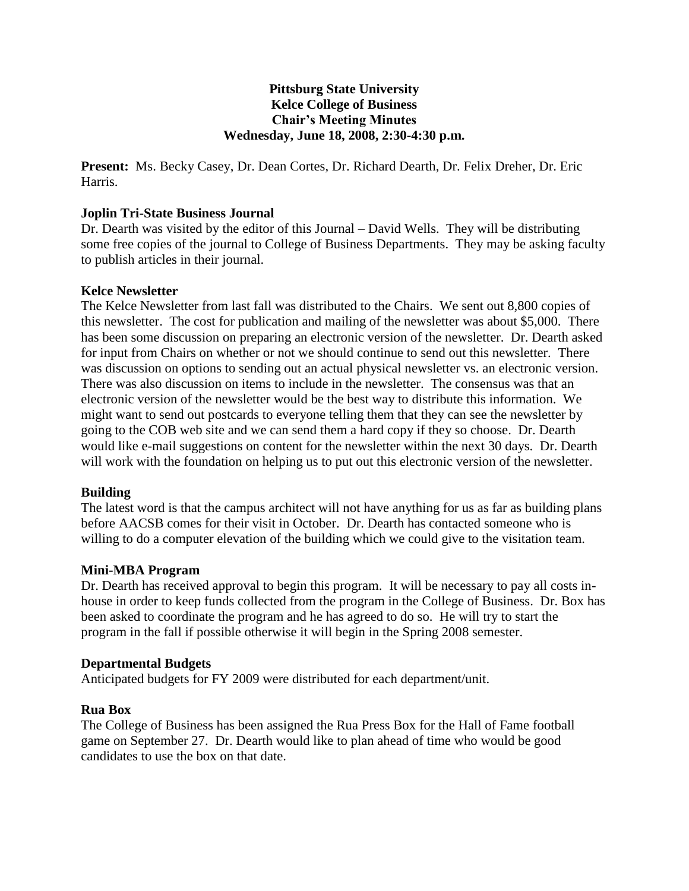**Pittsburg State University**
**Kelce College of Business**
**Chair's Meeting Minutes**
**Wednesday, June 18, 2008, 2:30-4:30 p.m.**

**Present:** Ms. Becky Casey, Dr. Dean Cortes, Dr. Richard Dearth, Dr. Felix Dreher, Dr. Eric Harris.

**Joplin Tri-State Business Journal**

Dr. Dearth was visited by the editor of this Journal – David Wells. They will be distributing some free copies of the journal to College of Business Departments. They may be asking faculty to publish articles in their journal.

**Kelce Newsletter**

The Kelce Newsletter from last fall was distributed to the Chairs. We sent out 8,800 copies of this newsletter. The cost for publication and mailing of the newsletter was about $5,000. There has been some discussion on preparing an electronic version of the newsletter. Dr. Dearth asked for input from Chairs on whether or not we should continue to send out this newsletter. There was discussion on options to sending out an actual physical newsletter vs. an electronic version. There was also discussion on items to include in the newsletter. The consensus was that an electronic version of the newsletter would be the best way to distribute this information. We might want to send out postcards to everyone telling them that they can see the newsletter by going to the COB web site and we can send them a hard copy if they so choose. Dr. Dearth would like e-mail suggestions on content for the newsletter within the next 30 days. Dr. Dearth will work with the foundation on helping us to put out this electronic version of the newsletter.

**Building**

The latest word is that the campus architect will not have anything for us as far as building plans before AACSB comes for their visit in October. Dr. Dearth has contacted someone who is willing to do a computer elevation of the building which we could give to the visitation team.

**Mini-MBA Program**

Dr. Dearth has received approval to begin this program. It will be necessary to pay all costs in-house in order to keep funds collected from the program in the College of Business. Dr. Box has been asked to coordinate the program and he has agreed to do so. He will try to start the program in the fall if possible otherwise it will begin in the Spring 2008 semester.

**Departmental Budgets**

Anticipated budgets for FY 2009 were distributed for each department/unit.

**Rua Box**

The College of Business has been assigned the Rua Press Box for the Hall of Fame football game on September 27. Dr. Dearth would like to plan ahead of time who would be good candidates to use the box on that date.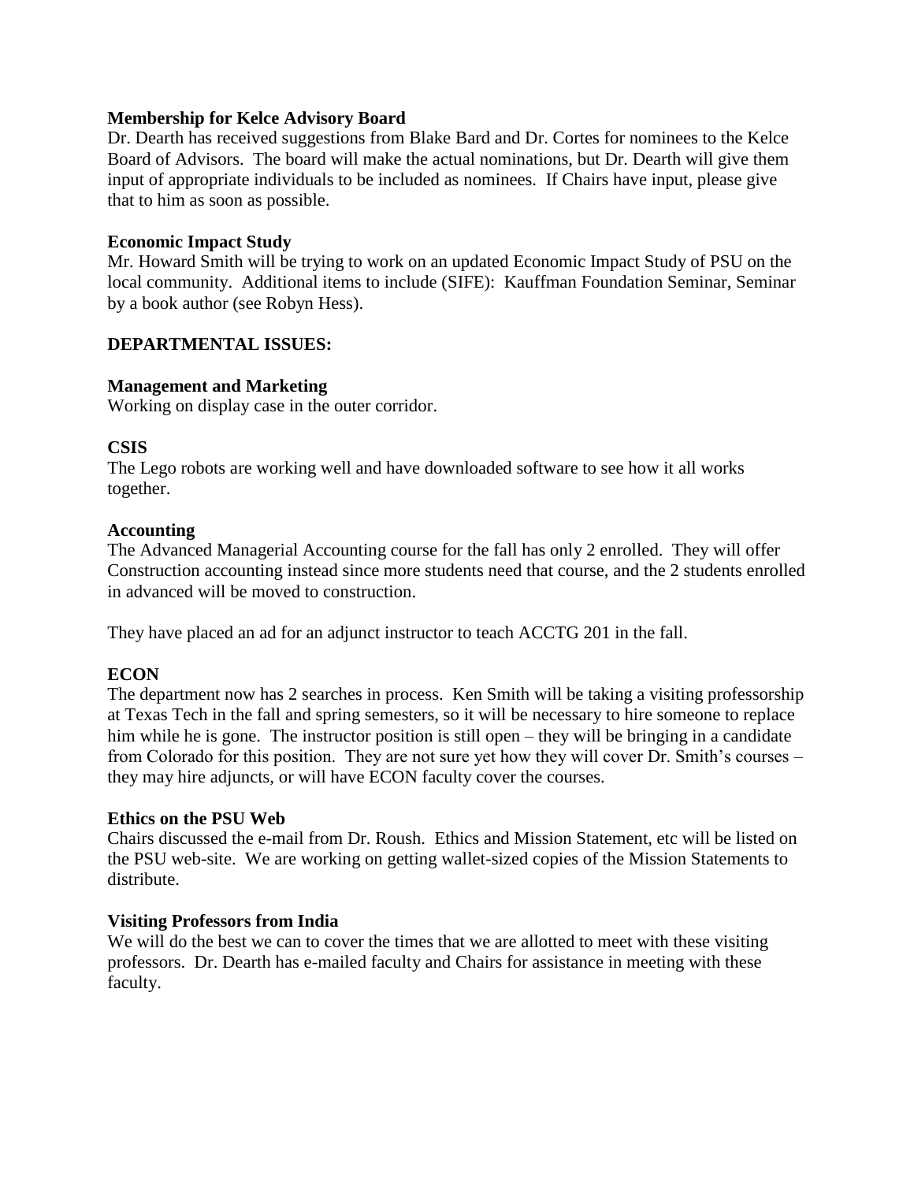**Membership for Kelce Advisory Board**

Dr. Dearth has received suggestions from Blake Bard and Dr. Cortes for nominees to the Kelce Board of Advisors. The board will make the actual nominations, but Dr. Dearth will give them input of appropriate individuals to be included as nominees. If Chairs have input, please give that to him as soon as possible.

**Economic Impact Study**

Mr. Howard Smith will be trying to work on an updated Economic Impact Study of PSU on the local community. Additional items to include (SIFE): Kauffman Foundation Seminar, Seminar by a book author (see Robyn Hess).

**DEPARTMENTAL ISSUES:**

**Management and Marketing**

Working on display case in the outer corridor.

**CSIS**

The Lego robots are working well and have downloaded software to see how it all works together.

**Accounting**

The Advanced Managerial Accounting course for the fall has only 2 enrolled. They will offer Construction accounting instead since more students need that course, and the 2 students enrolled in advanced will be moved to construction.

They have placed an ad for an adjunct instructor to teach ACCTG 201 in the fall.

**ECON**

The department now has 2 searches in process. Ken Smith will be taking a visiting professorship at Texas Tech in the fall and spring semesters, so it will be necessary to hire someone to replace him while he is gone. The instructor position is still open – they will be bringing in a candidate from Colorado for this position. They are not sure yet how they will cover Dr. Smith's courses – they may hire adjuncts, or will have ECON faculty cover the courses.

**Ethics on the PSU Web**

Chairs discussed the e-mail from Dr. Roush. Ethics and Mission Statement, etc will be listed on the PSU web-site. We are working on getting wallet-sized copies of the Mission Statements to distribute.

**Visiting Professors from India**

We will do the best we can to cover the times that we are allotted to meet with these visiting professors. Dr. Dearth has e-mailed faculty and Chairs for assistance in meeting with these faculty.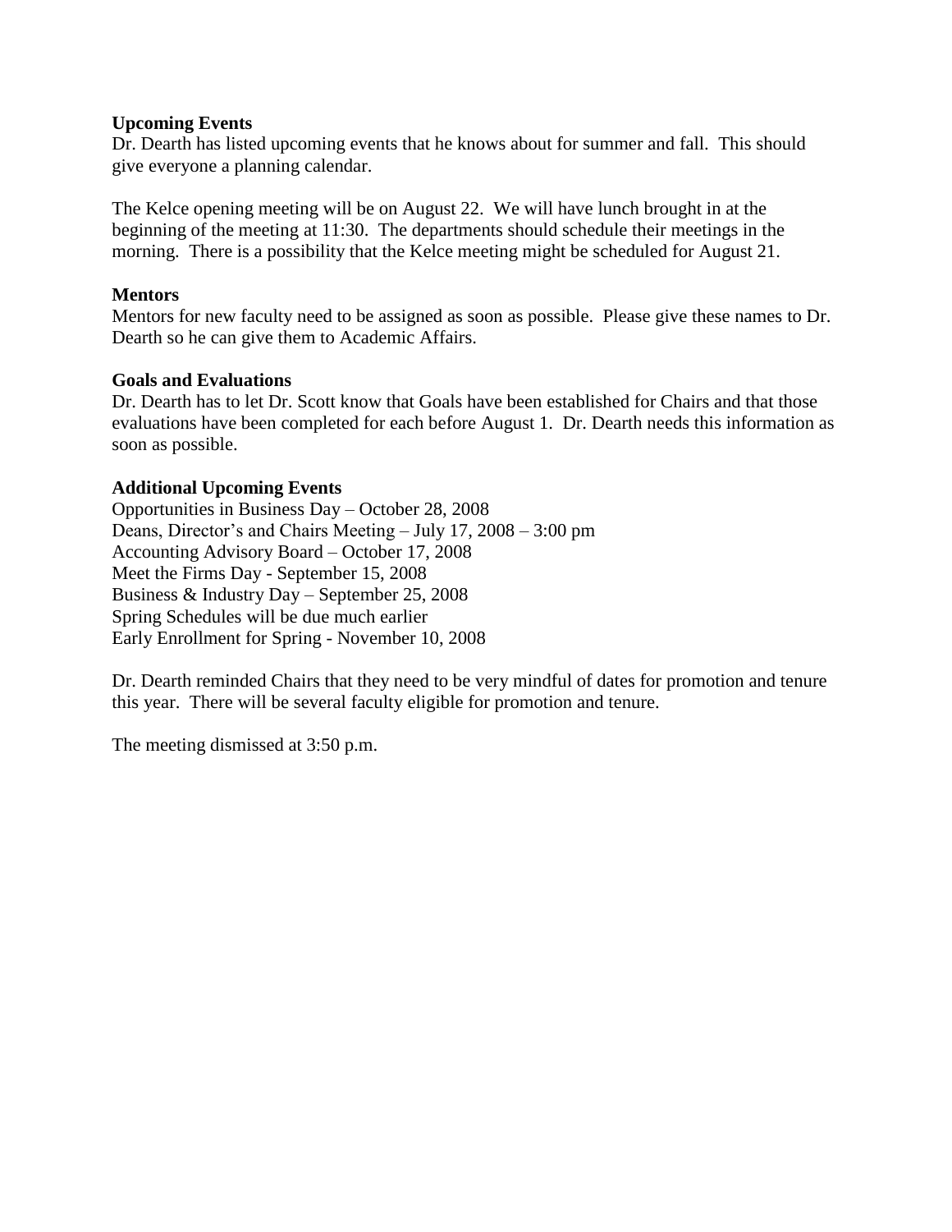**Upcoming Events**

Dr. Dearth has listed upcoming events that he knows about for summer and fall. This should give everyone a planning calendar.

The Kelce opening meeting will be on August 22. We will have lunch brought in at the beginning of the meeting at 11:30. The departments should schedule their meetings in the morning. There is a possibility that the Kelce meeting might be scheduled for August 21.

**Mentors**

Mentors for new faculty need to be assigned as soon as possible. Please give these names to Dr. Dearth so he can give them to Academic Affairs.

**Goals and Evaluations**

Dr. Dearth has to let Dr. Scott know that Goals have been established for Chairs and that those evaluations have been completed for each before August 1. Dr. Dearth needs this information as soon as possible.

**Additional Upcoming Events**

Opportunities in Business Day – October 28, 2008
Deans, Director's and Chairs Meeting – July 17, 2008 – 3:00 pm
Accounting Advisory Board – October 17, 2008
Meet the Firms Day - September 15, 2008
Business & Industry Day – September 25, 2008
Spring Schedules will be due much earlier
Early Enrollment for Spring - November 10, 2008

Dr. Dearth reminded Chairs that they need to be very mindful of dates for promotion and tenure this year. There will be several faculty eligible for promotion and tenure.

The meeting dismissed at 3:50 p.m.